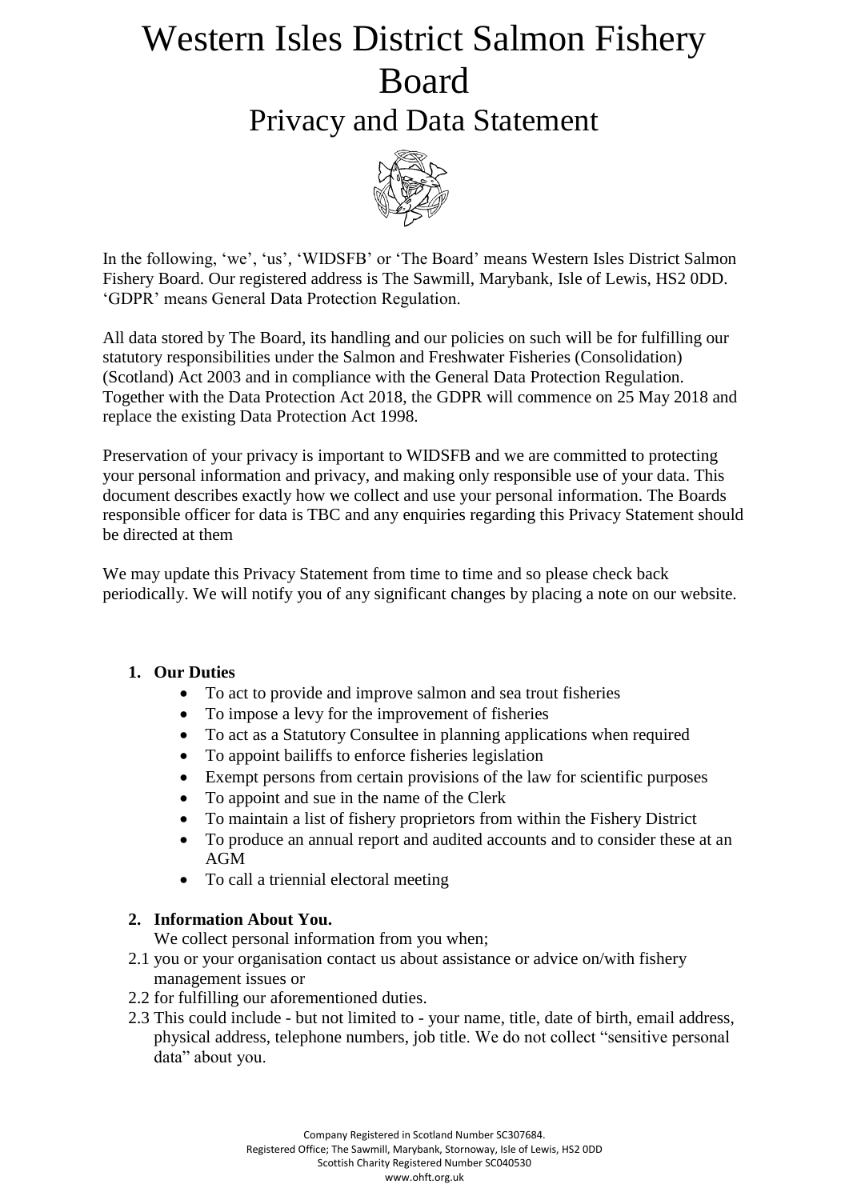# Western Isles District Salmon Fishery Board

## Privacy and Data Statement

In the following, 'we', 'us', 'WIDSFB' or 'The Board' means Western Isles District Salmon Fishery Board. Our registered address is The Sawmill, Marybank, Isle of Lewis, HS2 0DD. 'GDPR' means General Data Protection Regulation.

All data stored by The Board, its handling and our policies on such will be for fulfilling our statutory responsibilities under the Salmon and Freshwater Fisheries (Consolidation) (Scotland) Act 2003 and in compliance with the General Data Protection Regulation. Together with the Data Protection Act 2018, the GDPR will commence on 25 May 2018 and replace the existing Data Protection Act 1998.

Preservation of your privacy is important to WIDSFB and we are committed to protecting your personal information and privacy, and making only responsible use of your data. This document describes exactly how we collect and use your personal information. The Boards responsible officer for data is TBC and any enquiries regarding this Privacy Statement should be directed at them

We may update this Privacy Statement from time to time and so please check back periodically. We will notify you of any significant changes by placing a note on our website.

1. **Our Duties**
   - To act to provide and improve salmon and sea trout fisheries
   - To impose a levy for the improvement of fisheries
   - To act as a Statutory Consultee in planning applications when required
   - To appoint bailiffs to enforce fisheries legislation
   - Exempt persons from certain provisions of the law for scientific purposes
   - To appoint and sue in the name of the Clerk
   - To maintain a list of fishery proprietors from within the Fishery District
   - To produce an annual report and audited accounts and to consider these at an AGM
   - To call a triennial electoral meeting

2. **Information About You.**

   We collect personal information from you when;

2.1 you or your organisation contact us about assistance or advice on/with fishery management issues or

2.2 for fulfilling our aforementioned duties.

2.3 This could include - but not limited to - your name, title, date of birth, email address, physical address, telephone numbers, job title. We do not collect "sensitive personal data" about you.

Company Registered in Scotland Number SC307684.
Registered Office; The Sawmill, Marybank, Stornoway, Isle of Lewis, HS2 0DD
Scottish Charity Registered Number SC040530
www.ohft.org.uk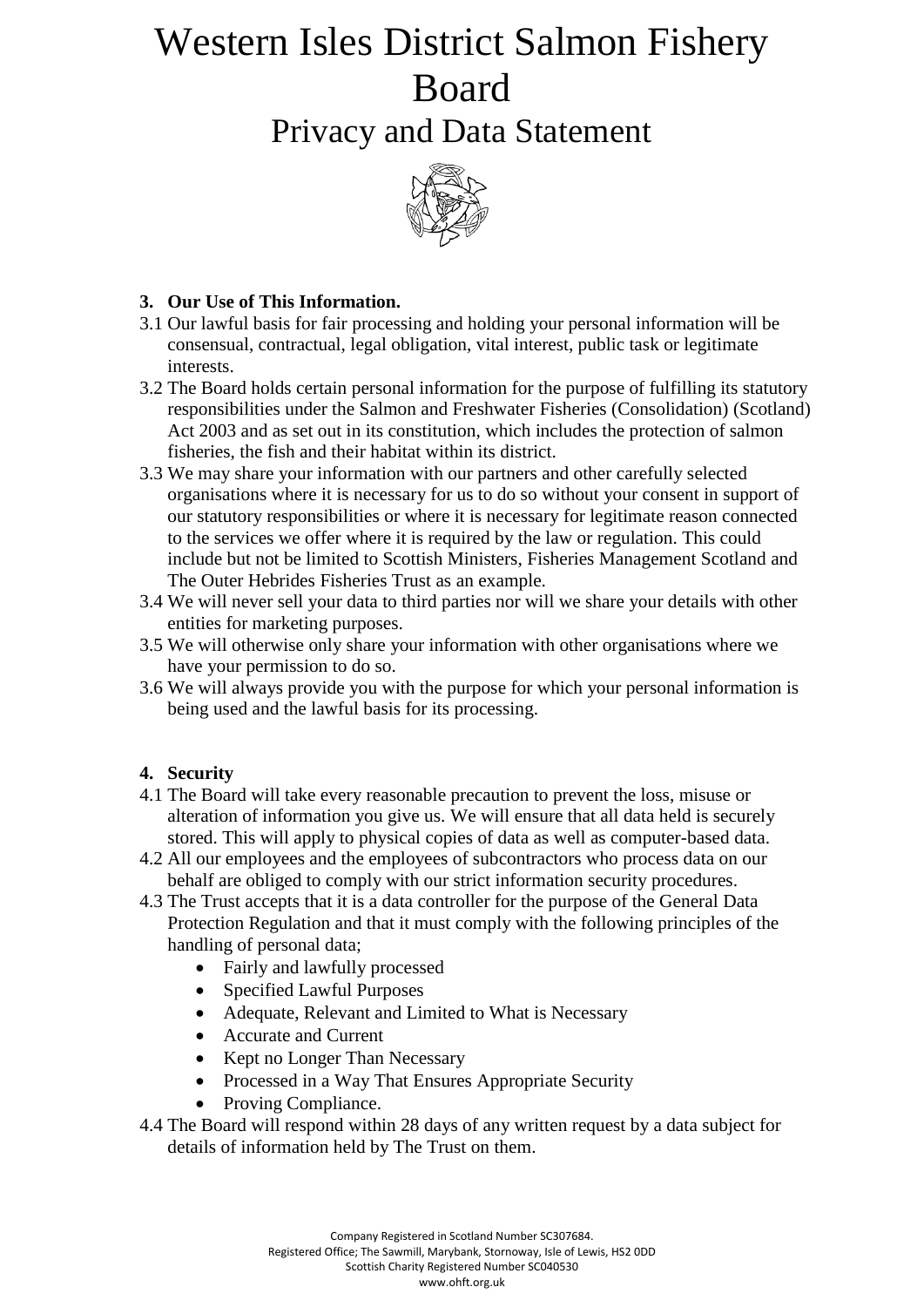# Western Isles District Salmon Fishery Board

## Privacy and Data Statement

### 3. Our Use of This Information.

3.1 Our lawful basis for fair processing and holding your personal information will be consensual, contractual, legal obligation, vital interest, public task or legitimate interests.

3.2 The Board holds certain personal information for the purpose of fulfilling its statutory responsibilities under the Salmon and Freshwater Fisheries (Consolidation) (Scotland) Act 2003 and as set out in its constitution, which includes the protection of salmon fisheries, the fish and their habitat within its district.

3.3 We may share your information with our partners and other carefully selected organisations where it is necessary for us to do so without your consent in support of our statutory responsibilities or where it is necessary for legitimate reason connected to the services we offer where it is required by the law or regulation. This could include but not be limited to Scottish Ministers, Fisheries Management Scotland and The Outer Hebrides Fisheries Trust as an example.

3.4 We will never sell your data to third parties nor will we share your details with other entities for marketing purposes.

3.5 We will otherwise only share your information with other organisations where we have your permission to do so.

3.6 We will always provide you with the purpose for which your personal information is being used and the lawful basis for its processing.

### 4. Security

4.1 The Board will take every reasonable precaution to prevent the loss, misuse or alteration of information you give us. We will ensure that all data held is securely stored. This will apply to physical copies of data as well as computer-based data.

4.2 All our employees and the employees of subcontractors who process data on our behalf are obliged to comply with our strict information security procedures.

4.3 The Trust accepts that it is a data controller for the purpose of the General Data Protection Regulation and that it must comply with the following principles of the handling of personal data;

- Fairly and lawfully processed
- Specified Lawful Purposes
- Adequate, Relevant and Limited to What is Necessary
- Accurate and Current
- Kept no Longer Than Necessary
- Processed in a Way That Ensures Appropriate Security
- Proving Compliance.

4.4 The Board will respond within 28 days of any written request by a data subject for details of information held by The Trust on them.

Company Registered in Scotland Number SC307684.
Registered Office; The Sawmill, Marybank, Stornoway, Isle of Lewis, HS2 0DD
Scottish Charity Registered Number SC040530
www.ohft.org.uk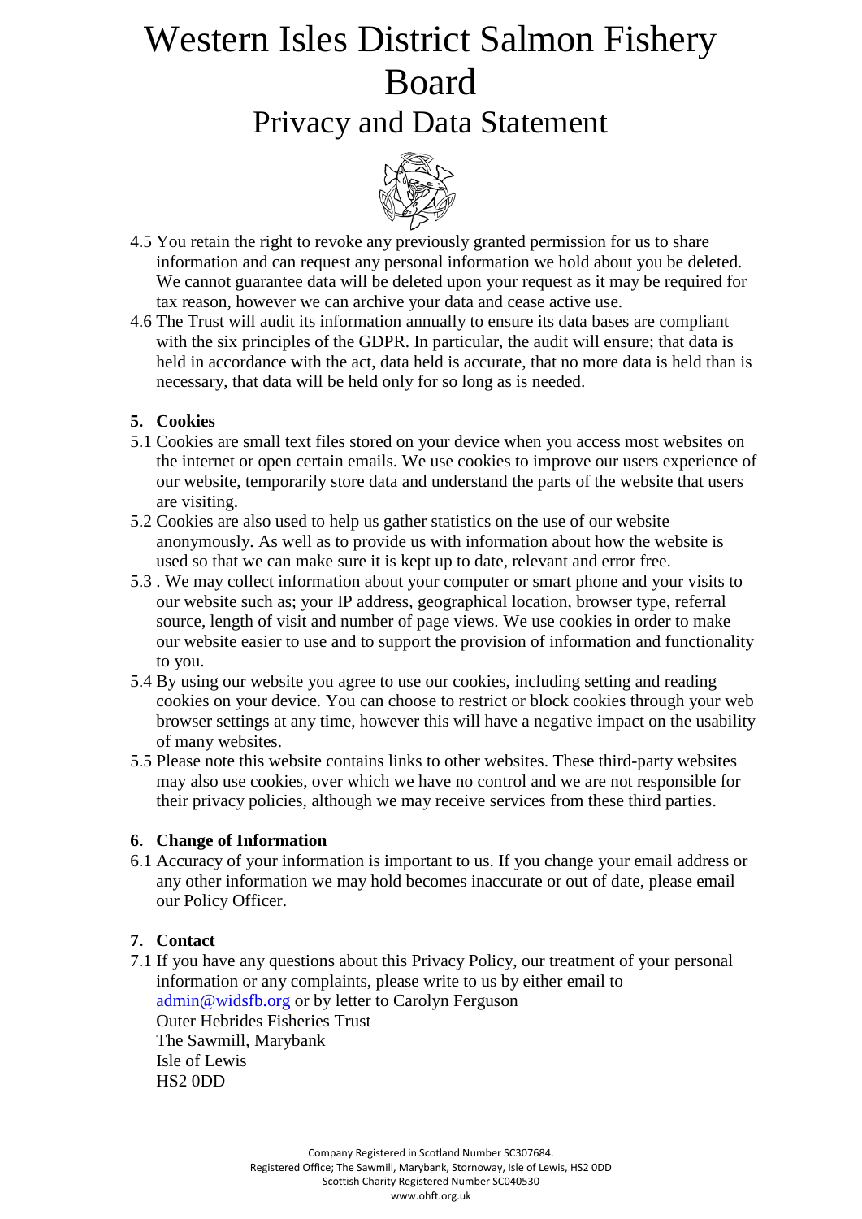# Western Isles District Salmon Fishery Board

## Privacy and Data Statement

4.5 You retain the right to revoke any previously granted permission for us to share information and can request any personal information we hold about you be deleted. We cannot guarantee data will be deleted upon your request as it may be required for tax reason, however we can archive your data and cease active use.

4.6 The Trust will audit its information annually to ensure its data bases are compliant with the six principles of the GDPR. In particular, the audit will ensure; that data is held in accordance with the act, data held is accurate, that no more data is held than is necessary, that data will be held only for so long as is needed.

### 5. Cookies

5.1 Cookies are small text files stored on your device when you access most websites on the internet or open certain emails. We use cookies to improve our users experience of our website, temporarily store data and understand the parts of the website that users are visiting.

5.2 Cookies are also used to help us gather statistics on the use of our website anonymously. As well as to provide us with information about how the website is used so that we can make sure it is kept up to date, relevant and error free.

5.3 . We may collect information about your computer or smart phone and your visits to our website such as; your IP address, geographical location, browser type, referral source, length of visit and number of page views. We use cookies in order to make our website easier to use and to support the provision of information and functionality to you.

5.4 By using our website you agree to use our cookies, including setting and reading cookies on your device. You can choose to restrict or block cookies through your web browser settings at any time, however this will have a negative impact on the usability of many websites.

5.5 Please note this website contains links to other websites. These third-party websites may also use cookies, over which we have no control and we are not responsible for their privacy policies, although we may receive services from these third parties.

### 6. Change of Information

6.1 Accuracy of your information is important to us. If you change your email address or any other information we may hold becomes inaccurate or out of date, please email our Policy Officer.

### 7. Contact

7.1 If you have any questions about this Privacy Policy, our treatment of your personal information or any complaints, please write to us by either email to admin@widsfb.org or by letter to Carolyn Ferguson
Outer Hebrides Fisheries Trust
The Sawmill, Marybank
Isle of Lewis
HS2 0DD

Company Registered in Scotland Number SC307684.
Registered Office; The Sawmill, Marybank, Stornoway, Isle of Lewis, HS2 0DD
Scottish Charity Registered Number SC040530
www.ohft.org.uk